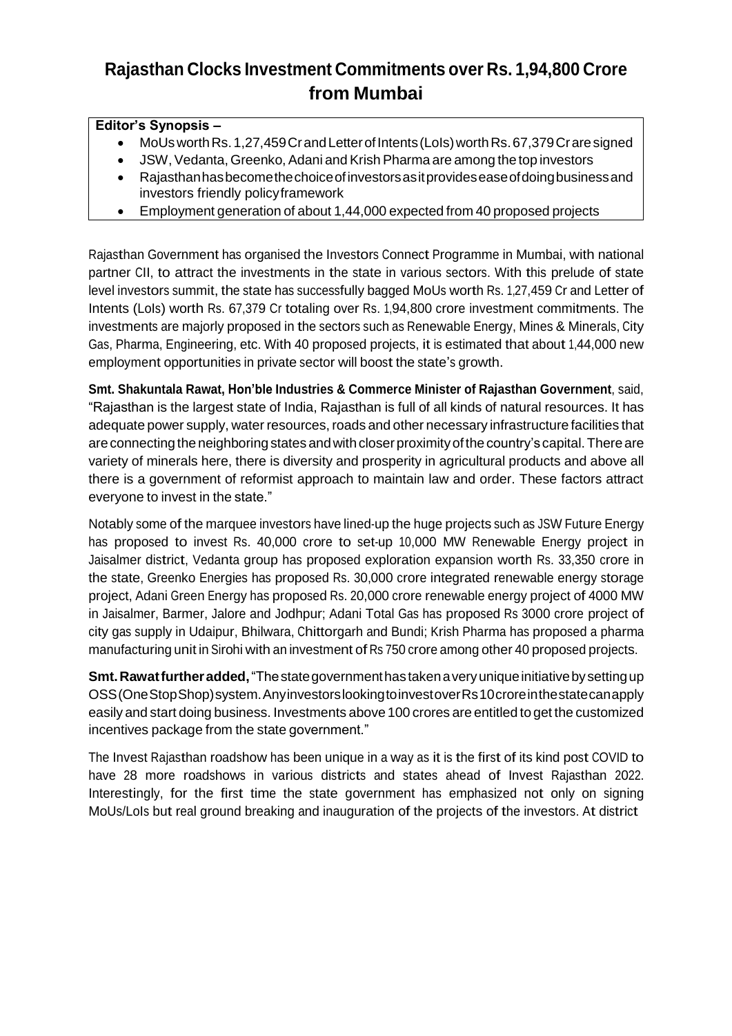# Rajasthan Clocks Investment Commitments over Rs. 1,94,800 Crore from Mumbai

**Editor's Synopsis –**

- MoUs worth Rs. 1,27,459 Cr and Letter of Intents (LoIs) worth Rs. 67,379 Cr are signed
- JSW, Vedanta, Greenko, Adani and Krish Pharma are among the top investors
- Rajasthan has become the choice of investors as it provides ease of doing business and investors friendly policy framework
- Employment generation of about 1,44,000 expected from 40 proposed projects

Rajasthan Government has organised the Investors Connect Programme in Mumbai, with national partner CII, to attract the investments in the state in various sectors. With this prelude of state level investors summit, the state has successfully bagged MoUs worth Rs. 1,27,459 Cr and Letter of Intents (LoIs) worth Rs. 67,379 Cr totaling over Rs. 1,94,800 crore investment commitments. The investments are majorly proposed in the sectors such as Renewable Energy, Mines & Minerals, City Gas, Pharma, Engineering, etc. With 40 proposed projects, it is estimated that about 1,44,000 new employment opportunities in private sector will boost the state's growth.

**Smt. Shakuntala Rawat, Hon'ble Industries & Commerce Minister of Rajasthan Government**, said, "Rajasthan is the largest state of India, Rajasthan is full of all kinds of natural resources. It has adequate power supply, water resources, roads and other necessary infrastructure facilities that are connecting the neighboring states and with closer proximity of the country's capital. There are variety of minerals here, there is diversity and prosperity in agricultural products and above all there is a government of reformist approach to maintain law and order. These factors attract everyone to invest in the state."

Notably some of the marquee investors have lined-up the huge projects such as JSW Future Energy has proposed to invest Rs. 40,000 crore to set-up 10,000 MW Renewable Energy project in Jaisalmer district, Vedanta group has proposed exploration expansion worth Rs. 33,350 crore in the state, Greenko Energies has proposed Rs. 30,000 crore integrated renewable energy storage project, Adani Green Energy has proposed Rs. 20,000 crore renewable energy project of 4000 MW in Jaisalmer, Barmer, Jalore and Jodhpur; Adani Total Gas has proposed Rs 3000 crore project of city gas supply in Udaipur, Bhilwara, Chittorgarh and Bundi; Krish Pharma has proposed a pharma manufacturing unit in Sirohi with an investment of Rs 750 crore among other 40 proposed projects.

**Smt. Rawat further added,** "The state government has taken a very unique initiative by setting up OSS (One Stop Shop) system. Any investors looking to invest over Rs 10 crore in the state can apply easily and start doing business. Investments above 100 crores are entitled to get the customized incentives package from the state government."

The Invest Rajasthan roadshow has been unique in a way as it is the first of its kind post COVID to have 28 more roadshows in various districts and states ahead of Invest Rajasthan 2022. Interestingly, for the first time the state government has emphasized not only on signing MoUs/LoIs but real ground breaking and inauguration of the projects of the investors. At district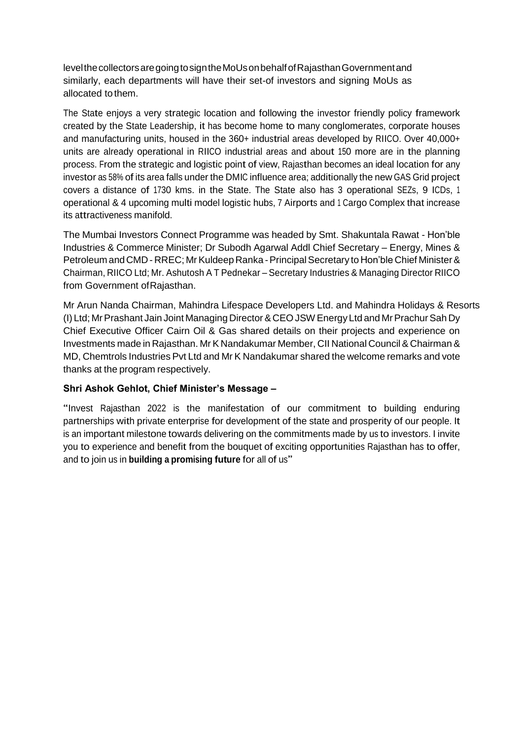level the collectors are going to sign the MoUs on behalf of Rajasthan Government and similarly, each departments will have their set-of investors and signing MoUs as allocated to them.

The State enjoys a very strategic location and following the investor friendly policy framework created by the State Leadership, it has become home to many conglomerates, corporate houses and manufacturing units, housed in the 360+ industrial areas developed by RIICO. Over 40,000+ units are already operational in RIICO industrial areas and about 150 more are in the planning process. From the strategic and logistic point of view, Rajasthan becomes an ideal location for any investor as 58% of its area falls under the DMIC influence area; additionally the new GAS Grid project covers a distance of 1730 kms. in the State. The State also has 3 operational SEZs, 9 ICDs, 1 operational & 4 upcoming multi model logistic hubs, 7 Airports and 1 Cargo Complex that increase its attractiveness manifold.

The Mumbai Investors Connect Programme was headed by Smt. Shakuntala Rawat - Hon'ble Industries & Commerce Minister; Dr Subodh Agarwal Addl Chief Secretary – Energy, Mines & Petroleum and CMD - RREC; Mr Kuldeep Ranka - Principal Secretary to Hon'ble Chief Minister & Chairman, RIICO Ltd; Mr. Ashutosh A T Pednekar – Secretary Industries & Managing Director RIICO from Government of Rajasthan.

Mr Arun Nanda Chairman, Mahindra Lifespace Developers Ltd. and Mahindra Holidays & Resorts (I) Ltd; Mr Prashant Jain Joint Managing Director & CEO JSW Energy Ltd and Mr Prachur Sah Dy Chief Executive Officer Cairn Oil & Gas shared details on their projects and experience on Investments made in Rajasthan. Mr K Nandakumar Member, CII National Council & Chairman & MD, Chemtrols Industries Pvt Ltd and Mr K Nandakumar shared the welcome remarks and vote thanks at the program respectively.

**Shri Ashok Gehlot, Chief Minister's Message –**

"Invest Rajasthan 2022 is the manifestation of our commitment to building enduring partnerships with private enterprise for development of the state and prosperity of our people. It is an important milestone towards delivering on the commitments made by us to investors. I invite you to experience and benefit from the bouquet of exciting opportunities Rajasthan has to offer, and to join us in **building a promising future** for all of us"